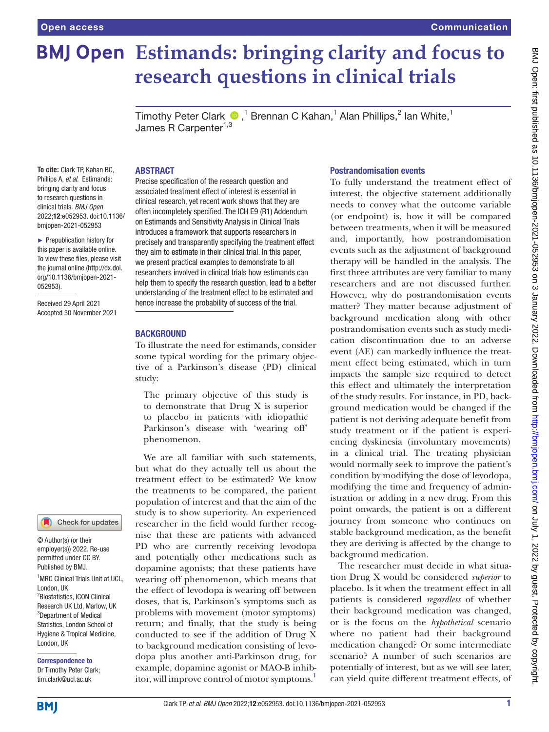# Estimands: bringing clarity and focus to research questions in clinical trials

Timothy Peter Clark,[1] Brennan C Kahan,[1] Alan Phillips,[2] Ian White,[1] James R Carpenter[1,3]

**To cite:** Clark TP, Kahan BC, Phillips A, *et al*. Estimands: bringing clarity and focus to research questions in clinical trials. *BMJ Open* 2022;**12**:e052953. doi:10.1136/bmjopen-2021-052953

► Prepublication history for this paper is available online. To view these files, please visit the journal online (http://dx.doi.org/10.1136/bmjopen-2021-052953).

Received 29 April 2021
Accepted 30 November 2021

© Author(s) (or their employer(s)) 2022. Re-use permitted under CC BY. Published by BMJ.

[1]MRC Clinical Trials Unit at UCL, London, UK
[2]Biostatistics, ICON Clinical Research UK Ltd, Marlow, UK
[3]Department of Medical Statistics, London School of Hygiene & Tropical Medicine, London, UK

**Correspondence to**
Dr Timothy Peter Clark; tim.clark@ucl.ac.uk

## ABSTRACT

Precise specification of the research question and associated treatment effect of interest is essential in clinical research, yet recent work shows that they are often incompletely specified. The ICH E9 (R1) Addendum on Estimands and Sensitivity Analysis in Clinical Trials introduces a framework that supports researchers in precisely and transparently specifying the treatment effect they aim to estimate in their clinical trial. In this paper, we present practical examples to demonstrate to all researchers involved in clinical trials how estimands can help them to specify the research question, lead to a better understanding of the treatment effect to be estimated and hence increase the probability of success of the trial.

## BACKGROUND

To illustrate the need for estimands, consider some typical wording for the primary objective of a Parkinson's disease (PD) clinical study:

> The primary objective of this study is to demonstrate that Drug X is superior to placebo in patients with idiopathic Parkinson's disease with 'wearing off' phenomenon.

We are all familiar with such statements, but what do they actually tell us about the treatment effect to be estimated? We know the treatments to be compared, the patient population of interest and that the aim of the study is to show superiority. An experienced researcher in the field would further recognise that these are patients with advanced PD who are currently receiving levodopa and potentially other medications such as dopamine agonists; that these patients have wearing off phenomenon, which means that the effect of levodopa is wearing off between doses, that is, Parkinson's symptoms such as problems with movement (motor symptoms) return; and finally, that the study is being conducted to see if the addition of Drug X to background medication consisting of levodopa plus another anti-Parkinson drug, for example, dopamine agonist or MAO-B inhibitor, will improve control of motor symptoms.[1]

### Postrandomisation events

To fully understand the treatment effect of interest, the objective statement additionally needs to convey what the outcome variable (or endpoint) is, how it will be compared between treatments, when it will be measured and, importantly, how postrandomisation events such as the adjustment of background therapy will be handled in the analysis. The first three attributes are very familiar to many researchers and are not discussed further. However, why do postrandomisation events matter? They matter because adjustment of background medication along with other postrandomisation events such as study medication discontinuation due to an adverse event (AE) can markedly influence the treatment effect being estimated, which in turn impacts the sample size required to detect this effect and ultimately the interpretation of the study results. For instance, in PD, background medication would be changed if the patient is not deriving adequate benefit from study treatment or if the patient is experiencing dyskinesia (involuntary movements) in a clinical trial. The treating physician would normally seek to improve the patient's condition by modifying the dose of levodopa, modifying the time and frequency of administration or adding in a new drug. From this point onwards, the patient is on a different journey from someone who continues on stable background medication, as the benefit they are deriving is affected by the change to background medication.

The researcher must decide in what situation Drug X would be considered *superior* to placebo. Is it when the treatment effect in all patients is considered *regardless* of whether their background medication was changed, or is the focus on the *hypothetical* scenario where no patient had their background medication changed? Or some intermediate scenario? A number of such scenarios are potentially of interest, but as we will see later, can yield quite different treatment effects, of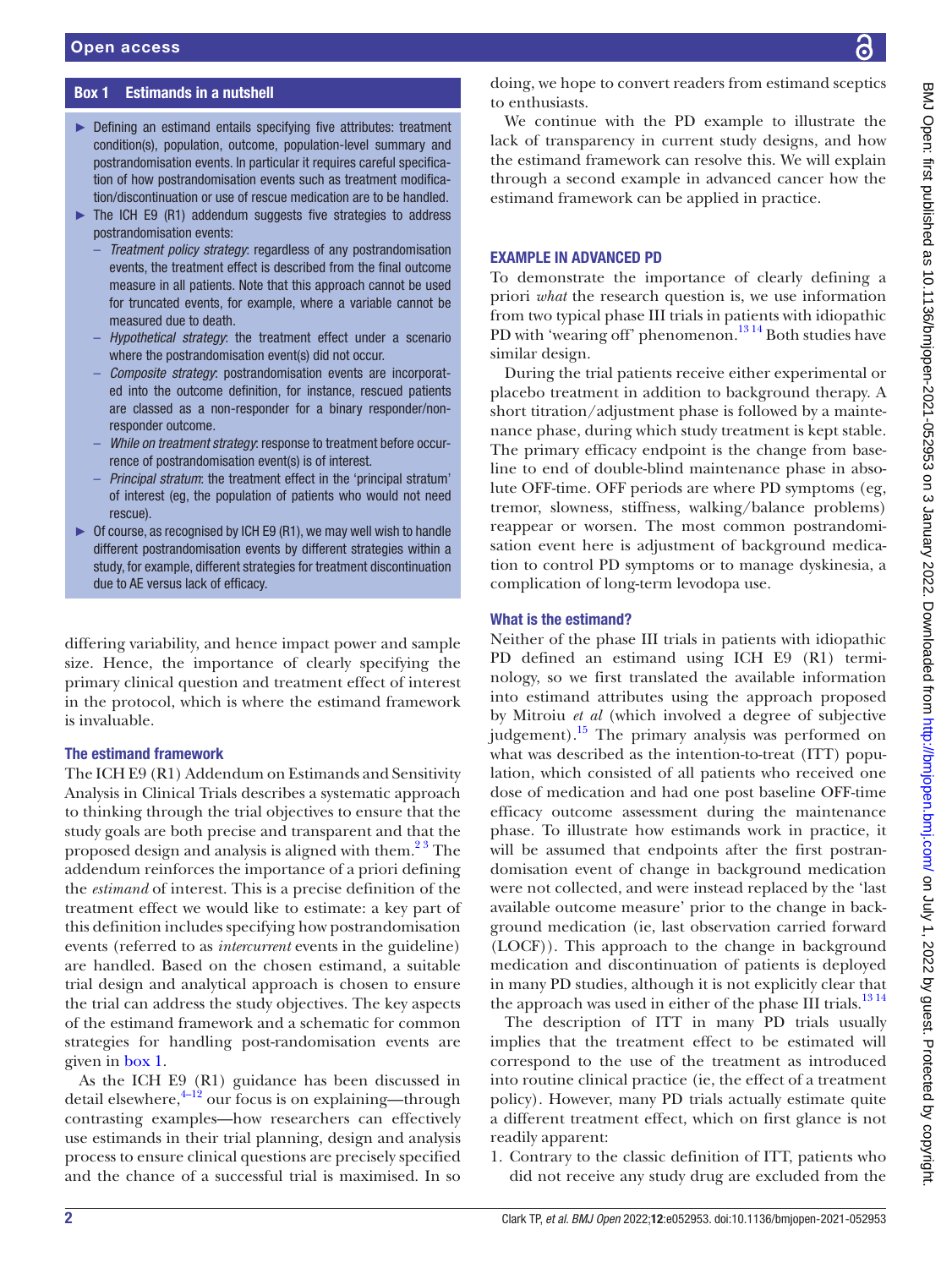### Box 1 Estimands in a nutshell

- Defining an estimand entails specifying five attributes: treatment condition(s), population, outcome, population-level summary and postrandomisation events. In particular it requires careful specification of how postrandomisation events such as treatment modification/discontinuation or use of rescue medication are to be handled.
- The ICH E9 (R1) addendum suggests five strategies to address postrandomisation events:
  - *Treatment policy strategy*: regardless of any postrandomisation events, the treatment effect is described from the final outcome measure in all patients. Note that this approach cannot be used for truncated events, for example, where a variable cannot be measured due to death.
  - *Hypothetical strategy*: the treatment effect under a scenario where the postrandomisation event(s) did not occur.
  - *Composite strategy*: postrandomisation events are incorporated into the outcome definition, for instance, rescued patients are classed as a non-responder for a binary responder/non-responder outcome.
  - *While on treatment strategy*: response to treatment before occurrence of postrandomisation event(s) is of interest.
  - *Principal stratum*: the treatment effect in the 'principal stratum' of interest (eg, the population of patients who would not need rescue).
- Of course, as recognised by ICH E9 (R1), we may well wish to handle different postrandomisation events by different strategies within a study, for example, different strategies for treatment discontinuation due to AE versus lack of efficacy.

differing variability, and hence impact power and sample size. Hence, the importance of clearly specifying the primary clinical question and treatment effect of interest in the protocol, which is where the estimand framework is invaluable.

### The estimand framework

The ICH E9 (R1) Addendum on Estimands and Sensitivity Analysis in Clinical Trials describes a systematic approach to thinking through the trial objectives to ensure that the study goals are both precise and transparent and that the proposed design and analysis is aligned with them.[2,3] The addendum reinforces the importance of a priori defining the *estimand* of interest. This is a precise definition of the treatment effect we would like to estimate: a key part of this definition includes specifying how postrandomisation events (referred to as *intercurrent* events in the guideline) are handled. Based on the chosen estimand, a suitable trial design and analytical approach is chosen to ensure the trial can address the study objectives. The key aspects of the estimand framework and a schematic for common strategies for handling post-randomisation events are given in box 1.

As the ICH E9 (R1) guidance has been discussed in detail elsewhere,[4–12] our focus is on explaining—through contrasting examples—how researchers can effectively use estimands in their trial planning, design and analysis process to ensure clinical questions are precisely specified and the chance of a successful trial is maximised. In so doing, we hope to convert readers from estimand sceptics to enthusiasts.

We continue with the PD example to illustrate the lack of transparency in current study designs, and how the estimand framework can resolve this. We will explain through a second example in advanced cancer how the estimand framework can be applied in practice.

## EXAMPLE IN ADVANCED PD

To demonstrate the importance of clearly defining a priori *what* the research question is, we use information from two typical phase III trials in patients with idiopathic PD with 'wearing off' phenomenon.[13,14] Both studies have similar design.

During the trial patients receive either experimental or placebo treatment in addition to background therapy. A short titration/adjustment phase is followed by a maintenance phase, during which study treatment is kept stable. The primary efficacy endpoint is the change from baseline to end of double-blind maintenance phase in absolute OFF-time. OFF periods are where PD symptoms (eg, tremor, slowness, stiffness, walking/balance problems) reappear or worsen. The most common postrandomisation event here is adjustment of background medication to control PD symptoms or to manage dyskinesia, a complication of long-term levodopa use.

### What is the estimand?

Neither of the phase III trials in patients with idiopathic PD defined an estimand using ICH E9 (R1) terminology, so we first translated the available information into estimand attributes using the approach proposed by Mitroiu *et al* (which involved a degree of subjective judgement).[15] The primary analysis was performed on what was described as the intention-to-treat (ITT) population, which consisted of all patients who received one dose of medication and had one post baseline OFF-time efficacy outcome assessment during the maintenance phase. To illustrate how estimands work in practice, it will be assumed that endpoints after the first postrandomisation event of change in background medication were not collected, and were instead replaced by the 'last available outcome measure' prior to the change in background medication (ie, last observation carried forward (LOCF)). This approach to the change in background medication and discontinuation of patients is deployed in many PD studies, although it is not explicitly clear that the approach was used in either of the phase III trials.[13,14]

The description of ITT in many PD trials usually implies that the treatment effect to be estimated will correspond to the use of the treatment as introduced into routine clinical practice (ie, the effect of a treatment policy). However, many PD trials actually estimate quite a different treatment effect, which on first glance is not readily apparent:

1. Contrary to the classic definition of ITT, patients who did not receive any study drug are excluded from the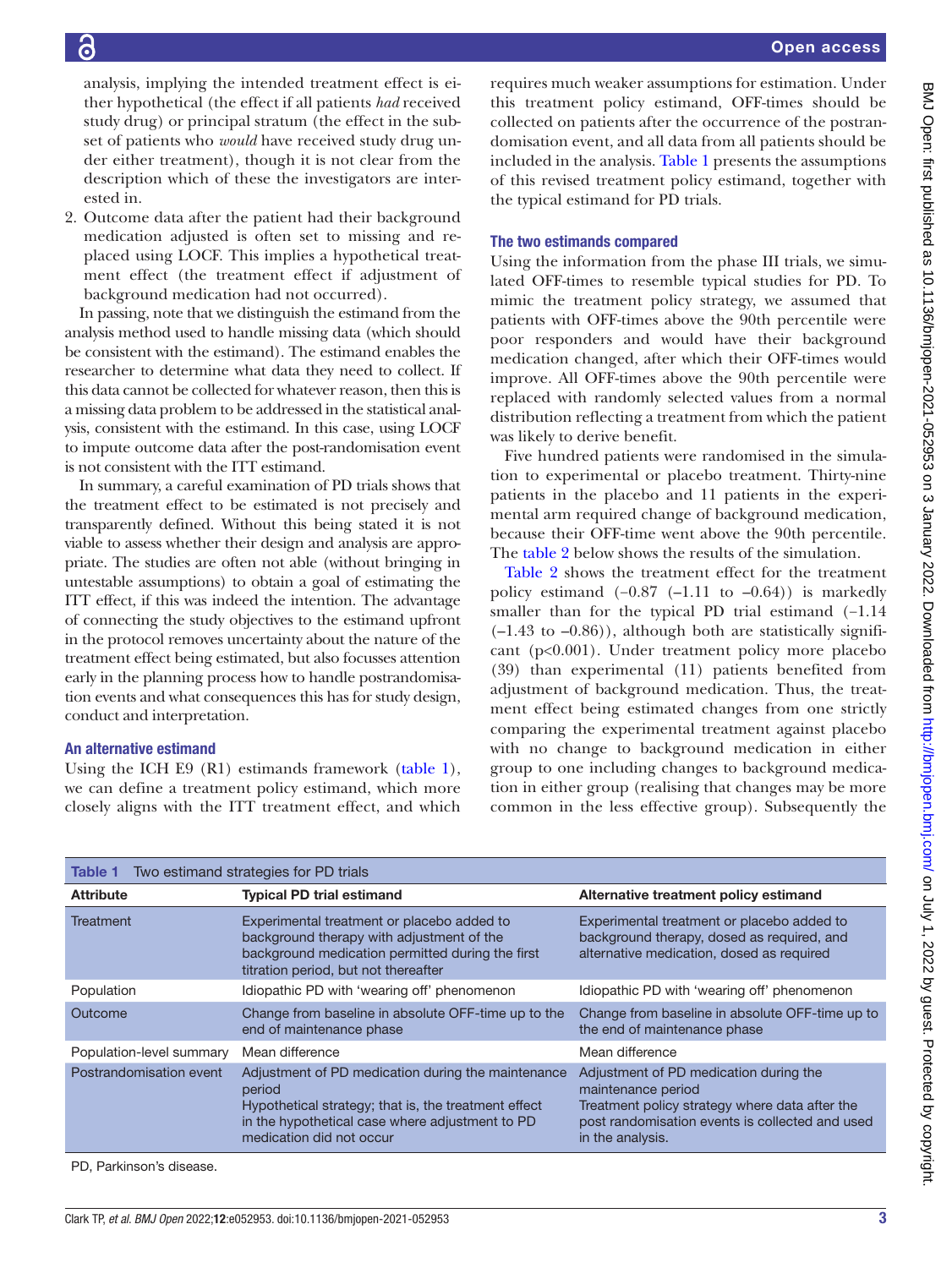analysis, implying the intended treatment effect is either hypothetical (the effect if all patients *had* received study drug) or principal stratum (the effect in the subset of patients who *would* have received study drug under either treatment), though it is not clear from the description which of these the investigators are interested in.

2. Outcome data after the patient had their background medication adjusted is often set to missing and replaced using LOCF. This implies a hypothetical treatment effect (the treatment effect if adjustment of background medication had not occurred).

In passing, note that we distinguish the estimand from the analysis method used to handle missing data (which should be consistent with the estimand). The estimand enables the researcher to determine what data they need to collect. If this data cannot be collected for whatever reason, then this is a missing data problem to be addressed in the statistical analysis, consistent with the estimand. In this case, using LOCF to impute outcome data after the post-randomisation event is not consistent with the ITT estimand.

In summary, a careful examination of PD trials shows that the treatment effect to be estimated is not precisely and transparently defined. Without this being stated it is not viable to assess whether their design and analysis are appropriate. The studies are often not able (without bringing in untestable assumptions) to obtain a goal of estimating the ITT effect, if this was indeed the intention. The advantage of connecting the study objectives to the estimand upfront in the protocol removes uncertainty about the nature of the treatment effect being estimated, but also focusses attention early in the planning process how to handle postrandomisation events and what consequences this has for study design, conduct and interpretation.

## An alternative estimand

Using the ICH E9 (R1) estimands framework (table 1), we can define a treatment policy estimand, which more closely aligns with the ITT treatment effect, and which requires much weaker assumptions for estimation. Under this treatment policy estimand, OFF-times should be collected on patients after the occurrence of the postrandomisation event, and all data from all patients should be included in the analysis. Table 1 presents the assumptions of this revised treatment policy estimand, together with the typical estimand for PD trials.

## The two estimands compared

Using the information from the phase III trials, we simulated OFF-times to resemble typical studies for PD. To mimic the treatment policy strategy, we assumed that patients with OFF-times above the 90th percentile were poor responders and would have their background medication changed, after which their OFF-times would improve. All OFF-times above the 90th percentile were replaced with randomly selected values from a normal distribution reflecting a treatment from which the patient was likely to derive benefit.

Five hundred patients were randomised in the simulation to experimental or placebo treatment. Thirty-nine patients in the placebo and 11 patients in the experimental arm required change of background medication, because their OFF-time went above the 90th percentile. The table 2 below shows the results of the simulation.

Table 2 shows the treatment effect for the treatment policy estimand (−0.87 (−1.11 to −0.64)) is markedly smaller than for the typical PD trial estimand (−1.14 (−1.43 to −0.86)), although both are statistically significant ($p<0.001$). Under treatment policy more placebo (39) than experimental (11) patients benefited from adjustment of background medication. Thus, the treatment effect being estimated changes from one strictly comparing the experimental treatment against placebo with no change to background medication in either group to one including changes to background medication in either group (realising that changes may be more common in the less effective group). Subsequently the

**Table 1** Two estimand strategies for PD trials

| Attribute | Typical PD trial estimand | Alternative treatment policy estimand |
|---|---|---|
| Treatment | Experimental treatment or placebo added to background therapy with adjustment of the background medication permitted during the first titration period, but not thereafter | Experimental treatment or placebo added to background therapy, dosed as required, and alternative medication, dosed as required |
| Population | Idiopathic PD with 'wearing off' phenomenon | Idiopathic PD with 'wearing off' phenomenon |
| Outcome | Change from baseline in absolute OFF-time up to the end of maintenance phase | Change from baseline in absolute OFF-time up to the end of maintenance phase |
| Population-level summary | Mean difference | Mean difference |
| Postrandomisation event | Adjustment of PD medication during the maintenance period<br>Hypothetical strategy; that is, the treatment effect in the hypothetical case where adjustment to PD medication did not occur | Adjustment of PD medication during the maintenance period<br>Treatment policy strategy where data after the post randomisation events is collected and used in the analysis. |

PD, Parkinson's disease.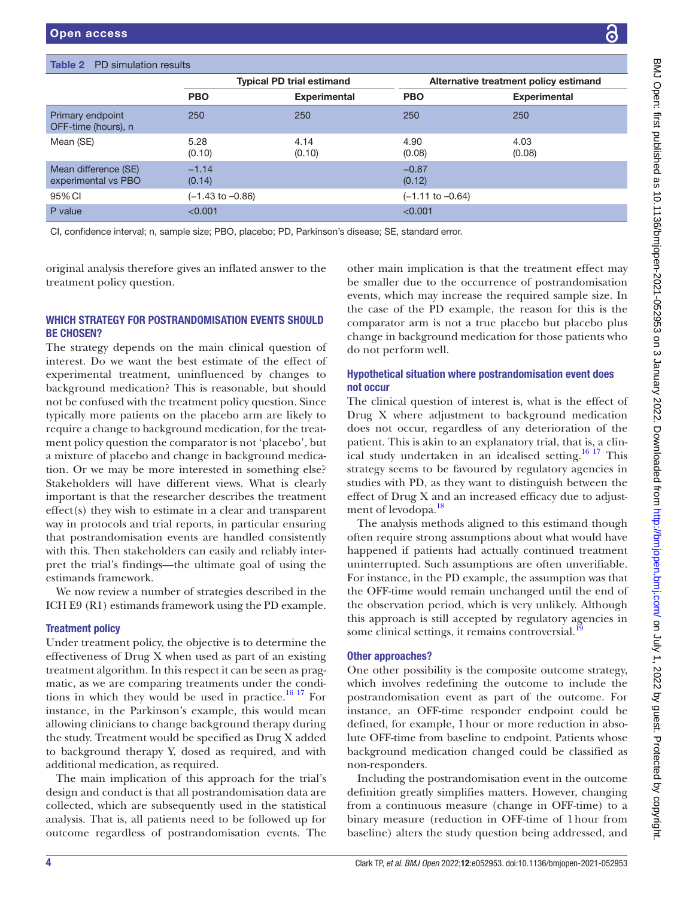**Table 2** PD simulation results

| | Typical PD trial estimand | | Alternative treatment policy estimand | |
|---|---|---|---|---|
| | PBO | Experimental | PBO | Experimental |
| Primary endpoint OFF-time (hours), n | 250 | 250 | 250 | 250 |
| Mean (SE) | 5.28 (0.10) | 4.14 (0.10) | 4.90 (0.08) | 4.03 (0.08) |
| Mean difference (SE) experimental vs PBO | −1.14 (0.14) | | −0.87 (0.12) | |
| 95% CI | (−1.43 to −0.86) | | (−1.11 to −0.64) | |
| P value | <0.001 | | <0.001 | |

CI, confidence interval; n, sample size; PBO, placebo; PD, Parkinson's disease; SE, standard error.

original analysis therefore gives an inflated answer to the treatment policy question.

## WHICH STRATEGY FOR POSTRANDOMISATION EVENTS SHOULD BE CHOSEN?

The strategy depends on the main clinical question of interest. Do we want the best estimate of the effect of experimental treatment, uninfluenced by changes to background medication? This is reasonable, but should not be confused with the treatment policy question. Since typically more patients on the placebo arm are likely to require a change to background medication, for the treatment policy question the comparator is not 'placebo', but a mixture of placebo and change in background medication. Or we may be more interested in something else? Stakeholders will have different views. What is clearly important is that the researcher describes the treatment effect(s) they wish to estimate in a clear and transparent way in protocols and trial reports, in particular ensuring that postrandomisation events are handled consistently with this. Then stakeholders can easily and reliably interpret the trial's findings—the ultimate goal of using the estimands framework.

We now review a number of strategies described in the ICH E9 (R1) estimands framework using the PD example.

### Treatment policy

Under treatment policy, the objective is to determine the effectiveness of Drug X when used as part of an existing treatment algorithm. In this respect it can be seen as pragmatic, as we are comparing treatments under the conditions in which they would be used in practice.[16 17] For instance, in the Parkinson's example, this would mean allowing clinicians to change background therapy during the study. Treatment would be specified as Drug X added to background therapy Y, dosed as required, and with additional medication, as required.

The main implication of this approach for the trial's design and conduct is that all postrandomisation data are collected, which are subsequently used in the statistical analysis. That is, all patients need to be followed up for outcome regardless of postrandomisation events. The other main implication is that the treatment effect may be smaller due to the occurrence of postrandomisation events, which may increase the required sample size. In the case of the PD example, the reason for this is the comparator arm is not a true placebo but placebo plus change in background medication for those patients who do not perform well.

### Hypothetical situation where postrandomisation event does not occur

The clinical question of interest is, what is the effect of Drug X where adjustment to background medication does not occur, regardless of any deterioration of the patient. This is akin to an explanatory trial, that is, a clinical study undertaken in an idealised setting.[16 17] This strategy seems to be favoured by regulatory agencies in studies with PD, as they want to distinguish between the effect of Drug X and an increased efficacy due to adjustment of levodopa.[18]

The analysis methods aligned to this estimand though often require strong assumptions about what would have happened if patients had actually continued treatment uninterrupted. Such assumptions are often unverifiable. For instance, in the PD example, the assumption was that the OFF-time would remain unchanged until the end of the observation period, which is very unlikely. Although this approach is still accepted by regulatory agencies in some clinical settings, it remains controversial.[19]

### Other approaches?

One other possibility is the composite outcome strategy, which involves redefining the outcome to include the postrandomisation event as part of the outcome. For instance, an OFF-time responder endpoint could be defined, for example, 1 hour or more reduction in absolute OFF-time from baseline to endpoint. Patients whose background medication changed could be classified as non-responders.

Including the postrandomisation event in the outcome definition greatly simplifies matters. However, changing from a continuous measure (change in OFF-time) to a binary measure (reduction in OFF-time of 1 hour from baseline) alters the study question being addressed, and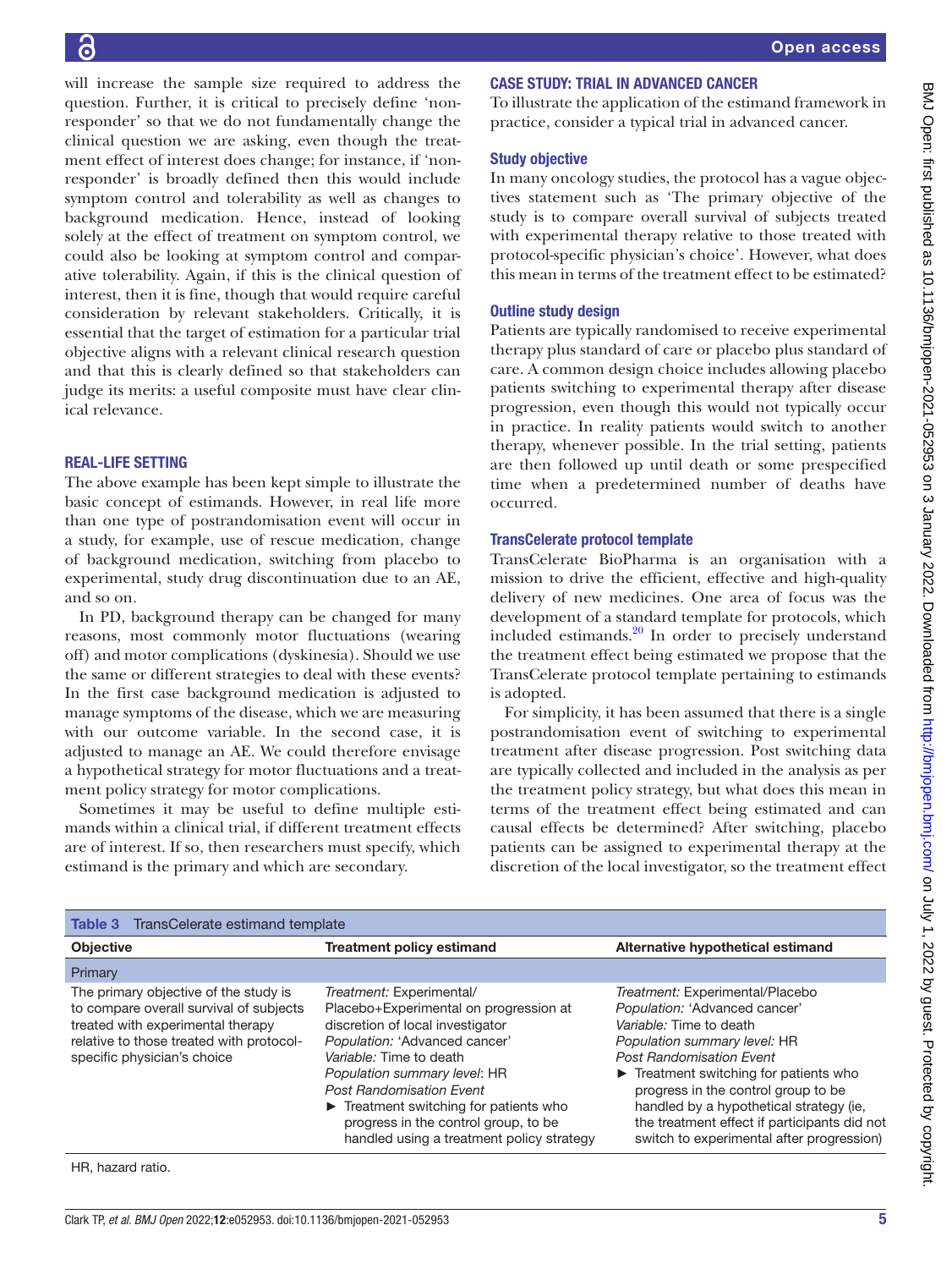will increase the sample size required to address the question. Further, it is critical to precisely define 'non-responder' so that we do not fundamentally change the clinical question we are asking, even though the treatment effect of interest does change; for instance, if 'non-responder' is broadly defined then this would include symptom control and tolerability as well as changes to background medication. Hence, instead of looking solely at the effect of treatment on symptom control, we could also be looking at symptom control and comparative tolerability. Again, if this is the clinical question of interest, then it is fine, though that would require careful consideration by relevant stakeholders. Critically, it is essential that the target of estimation for a particular trial objective aligns with a relevant clinical research question and that this is clearly defined so that stakeholders can judge its merits: a useful composite must have clear clinical relevance.

## REAL-LIFE SETTING

The above example has been kept simple to illustrate the basic concept of estimands. However, in real life more than one type of postrandomisation event will occur in a study, for example, use of rescue medication, change of background medication, switching from placebo to experimental, study drug discontinuation due to an AE, and so on.

In PD, background therapy can be changed for many reasons, most commonly motor fluctuations (wearing off) and motor complications (dyskinesia). Should we use the same or different strategies to deal with these events? In the first case background medication is adjusted to manage symptoms of the disease, which we are measuring with our outcome variable. In the second case, it is adjusted to manage an AE. We could therefore envisage a hypothetical strategy for motor fluctuations and a treatment policy strategy for motor complications.

Sometimes it may be useful to define multiple estimands within a clinical trial, if different treatment effects are of interest. If so, then researchers must specify, which estimand is the primary and which are secondary.

## CASE STUDY: TRIAL IN ADVANCED CANCER

To illustrate the application of the estimand framework in practice, consider a typical trial in advanced cancer.

### Study objective

In many oncology studies, the protocol has a vague objectives statement such as 'The primary objective of the study is to compare overall survival of subjects treated with experimental therapy relative to those treated with protocol-specific physician's choice'. However, what does this mean in terms of the treatment effect to be estimated?

### Outline study design

Patients are typically randomised to receive experimental therapy plus standard of care or placebo plus standard of care. A common design choice includes allowing placebo patients switching to experimental therapy after disease progression, even though this would not typically occur in practice. In reality patients would switch to another therapy, whenever possible. In the trial setting, patients are then followed up until death or some prespecified time when a predetermined number of deaths have occurred.

### TransCelerate protocol template

TransCelerate BioPharma is an organisation with a mission to drive the efficient, effective and high-quality delivery of new medicines. One area of focus was the development of a standard template for protocols, which included estimands.[20] In order to precisely understand the treatment effect being estimated we propose that the TransCelerate protocol template pertaining to estimands is adopted.

For simplicity, it has been assumed that there is a single postrandomisation event of switching to experimental treatment after disease progression. Post switching data are typically collected and included in the analysis as per the treatment policy strategy, but what does this mean in terms of the treatment effect being estimated and can causal effects be determined? After switching, placebo patients can be assigned to experimental therapy at the discretion of the local investigator, so the treatment effect

**Table 3** TransCelerate estimand template

| Objective | Treatment policy estimand | Alternative hypothetical estimand |
|---|---|---|
| Primary | | |
| The primary objective of the study is to compare overall survival of subjects treated with experimental therapy relative to those treated with protocol-specific physician's choice | *Treatment:* Experimental/ Placebo+Experimental on progression at discretion of local investigator<br>*Population:* 'Advanced cancer'<br>*Variable:* Time to death<br>*Population summary level*: HR<br>*Post Randomisation Event*<br>► Treatment switching for patients who progress in the control group, to be handled using a treatment policy strategy | *Treatment:* Experimental/Placebo<br>*Population:* 'Advanced cancer'<br>*Variable:* Time to death<br>*Population summary level:* HR<br>*Post Randomisation Event*<br>► Treatment switching for patients who progress in the control group to be handled by a hypothetical strategy (ie, the treatment effect if participants did not switch to experimental after progression) |

HR, hazard ratio.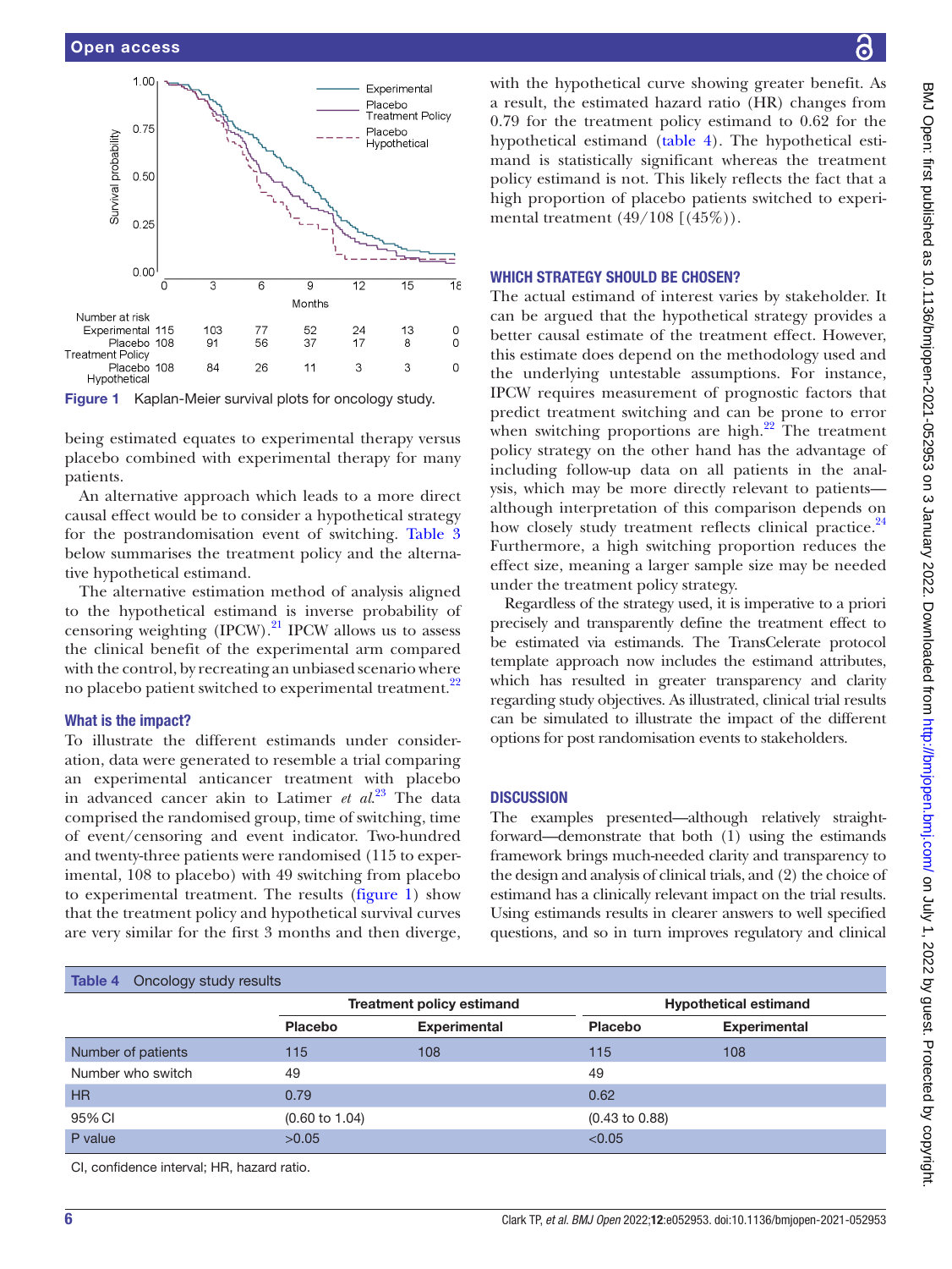Number at risk

| | 0 | 3 | 6 | 9 | 12 | 15 | 18 |
|---|---|---|---|---|---|---|---|
| Experimental | 115 | 103 | 77 | 52 | 24 | 13 | 0 |
| Placebo Treatment Policy | 108 | 91 | 56 | 37 | 17 | 8 | 0 |
| Placebo Hypothetical | 108 | 84 | 26 | 11 | 3 | 3 | 0 |

**Figure 1** Kaplan-Meier survival plots for oncology study.

being estimated equates to experimental therapy versus placebo combined with experimental therapy for many patients.

An alternative approach which leads to a more direct causal effect would be to consider a hypothetical strategy for the postrandomisation event of switching. Table 3 below summarises the treatment policy and the alternative hypothetical estimand.

The alternative estimation method of analysis aligned to the hypothetical estimand is inverse probability of censoring weighting (IPCW).[21] IPCW allows us to assess the clinical benefit of the experimental arm compared with the control, by recreating an unbiased scenario where no placebo patient switched to experimental treatment.[22]

### What is the impact?

To illustrate the different estimands under consideration, data were generated to resemble a trial comparing an experimental anticancer treatment with placebo in advanced cancer akin to Latimer *et al*.[23] The data comprised the randomised group, time of switching, time of event/censoring and event indicator. Two-hundred and twenty-three patients were randomised (115 to experimental, 108 to placebo) with 49 switching from placebo to experimental treatment. The results (figure 1) show that the treatment policy and hypothetical survival curves are very similar for the first 3 months and then diverge, with the hypothetical curve showing greater benefit. As a result, the estimated hazard ratio (HR) changes from 0.79 for the treatment policy estimand to 0.62 for the hypothetical estimand (table 4). The hypothetical estimand is statistically significant whereas the treatment policy estimand is not. This likely reflects the fact that a high proportion of placebo patients switched to experimental treatment (49/108 [(45%)).

## WHICH STRATEGY SHOULD BE CHOSEN?

The actual estimand of interest varies by stakeholder. It can be argued that the hypothetical strategy provides a better causal estimate of the treatment effect. However, this estimate does depend on the methodology used and the underlying untestable assumptions. For instance, IPCW requires measurement of prognostic factors that predict treatment switching and can be prone to error when switching proportions are high.[22] The treatment policy strategy on the other hand has the advantage of including follow-up data on all patients in the analysis, which may be more directly relevant to patients—although interpretation of this comparison depends on how closely study treatment reflects clinical practice.[24] Furthermore, a high switching proportion reduces the effect size, meaning a larger sample size may be needed under the treatment policy strategy.

Regardless of the strategy used, it is imperative to a priori precisely and transparently define the treatment effect to be estimated via estimands. The TransCelerate protocol template approach now includes the estimand attributes, which has resulted in greater transparency and clarity regarding study objectives. As illustrated, clinical trial results can be simulated to illustrate the impact of the different options for post randomisation events to stakeholders.

## DISCUSSION

The examples presented—although relatively straightforward—demonstrate that both (1) using the estimands framework brings much-needed clarity and transparency to the design and analysis of clinical trials, and (2) the choice of estimand has a clinically relevant impact on the trial results. Using estimands results in clearer answers to well specified questions, and so in turn improves regulatory and clinical

**Table 4** Oncology study results

| | Treatment policy estimand | | Hypothetical estimand | |
|---|---|---|---|---|
| | Placebo | Experimental | Placebo | Experimental |
| Number of patients | 115 | 108 | 115 | 108 |
| Number who switch | 49 | | 49 | |
| HR | 0.79 | | 0.62 | |
| 95% CI | (0.60 to 1.04) | | (0.43 to 0.88) | |
| P value | >0.05 | | <0.05 | |

CI, confidence interval; HR, hazard ratio.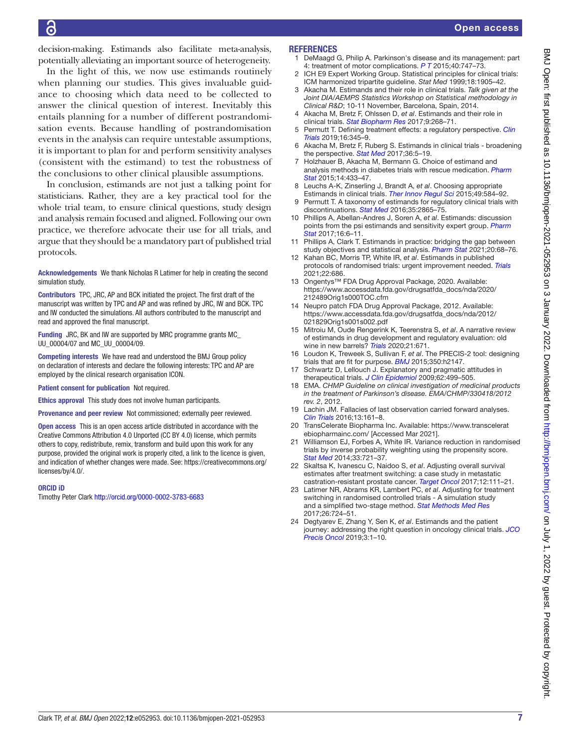decision-making. Estimands also facilitate meta-analysis, potentially alleviating an important source of heterogeneity.

In the light of this, we now use estimands routinely when planning our studies. This gives invaluable guidance to choosing which data need to be collected to answer the clinical question of interest. Inevitably this entails planning for a number of different postrandomisation events. Because handling of postrandomisation events in the analysis can require untestable assumptions, it is important to plan for and perform sensitivity analyses (consistent with the estimand) to test the robustness of the conclusions to other clinical plausible assumptions.

In conclusion, estimands are not just a talking point for statisticians. Rather, they are a key practical tool for the whole trial team, to ensure clinical questions, study design and analysis remain focused and aligned. Following our own practice, we therefore advocate their use for all trials, and argue that they should be a mandatory part of published trial protocols.

**Acknowledgements** We thank Nicholas R Latimer for help in creating the second simulation study.

**Contributors** TPC, JRC, AP and BCK initiated the project. The first draft of the manuscript was written by TPC and AP and was refined by JRC, IW and BCK. TPC and IW conducted the simulations. All authors contributed to the manuscript and read and approved the final manuscript.

**Funding** JRC, BK and IW are supported by MRC programme grants MC_UU_00004/07 and MC_UU_00004/09.

**Competing interests** We have read and understood the BMJ Group policy on declaration of interests and declare the following interests: TPC and AP are employed by the clinical research organisation ICON.

**Patient consent for publication** Not required.

**Ethics approval** This study does not involve human participants.

**Provenance and peer review** Not commissioned; externally peer reviewed.

**Open access** This is an open access article distributed in accordance with the Creative Commons Attribution 4.0 Unported (CC BY 4.0) license, which permits others to copy, redistribute, remix, transform and build upon this work for any purpose, provided the original work is properly cited, a link to the licence is given, and indication of whether changes were made. See: https://creativecommons.org/licenses/by/4.0/.

**ORCID iD**

Timothy Peter Clark http://orcid.org/0000-0002-3783-6683

## REFERENCES

1. DeMaagd G, Philip A. Parkinson's disease and its management: part 4: treatment of motor complications. *P T* 2015;40:747–73.
2. ICH E9 Expert Working Group. Statistical principles for clinical trials: ICM harmonized tripartite guideline. *Stat Med* 1999;18:1905–42.
3. Akacha M. Estimands and their role in clinical trials. *Talk given at the Joint DIA/AEMPS Statistics Workshop on Statistical methodology in Clinical R&D*; 10-11 November, Barcelona, Spain, 2014.
4. Akacha M, Bretz F, Ohlssen D, *et al*. Estimands and their role in clinical trials. *Stat Biopharm Res* 2017;9:268–71.
5. Permutt T. Defining treatment effects: a regulatory perspective. *Clin Trials* 2019;16:345–9.
6. Akacha M, Bretz F, Ruberg S. Estimands in clinical trials - broadening the perspective. *Stat Med* 2017;36:5–19.
7. Holzhauer B, Akacha M, Bermann G. Choice of estimand and analysis methods in diabetes trials with rescue medication. *Pharm Stat* 2015;14:433–47.
8. Leuchs A-K, Zinserling J, Brandt A, *et al*. Choosing appropriate Estimands in clinical trials. *Ther Innov Regul Sci* 2015;49:584–92.
9. Permutt T. A taxonomy of estimands for regulatory clinical trials with discontinuations. *Stat Med* 2016;35:2865–75.
10. Phillips A, Abellan-Andres J, Soren A, *et al*. Estimands: discussion points from the psi estimands and sensitivity expert group. *Pharm Stat* 2017;16:6–11.
11. Phillips A, Clark T. Estimands in practice: bridging the gap between study objectives and statistical analysis. *Pharm Stat* 2021;20:68–76.
12. Kahan BC, Morris TP, White IR, *et al*. Estimands in published protocols of randomised trials: urgent improvement needed. *Trials* 2021;22:686.
13. Ongentys™ FDA Drug Approval Package, 2020. Available: https://www.accessdata.fda.gov/drugsatfda_docs/nda/2020/212489Orig1s000TOC.cfm
14. Neupro patch FDA Drug Approval Package, 2012. Available: https://www.accessdata.fda.gov/drugsatfda_docs/nda/2012/021829Orig1s001s002.pdf
15. Mitroiu M, Oude Rengerink K, Teerenstra S, *et al*. A narrative review of estimands in drug development and regulatory evaluation: old wine in new barrels? *Trials* 2020;21:671.
16. Loudon K, Treweek S, Sullivan F, *et al*. The PRECIS-2 tool: designing trials that are fit for purpose. *BMJ* 2015;350:h2147.
17. Schwartz D, Lellouch J. Explanatory and pragmatic attitudes in therapeutical trials. *J Clin Epidemiol* 2009;62:499–505.
18. EMA. *CHMP Guideline on clinical investigation of medicinal products in the treatment of Parkinson's disease. EMA/CHMP/330418/2012 rev. 2*, 2012.
19. Lachin JM. Fallacies of last observation carried forward analyses. *Clin Trials* 2016;13:161–8.
20. TransCelerate Biopharma Inc. Available: https://www.transceleratebiopharmainc.com/ [Accessed Mar 2021].
21. Williamson EJ, Forbes A, White IR. Variance reduction in randomised trials by inverse probability weighting using the propensity score. *Stat Med* 2014;33:721–37.
22. Skaltsa K, Ivanescu C, Naidoo S, *et al*. Adjusting overall survival estimates after treatment switching: a case study in metastatic castration-resistant prostate cancer. *Target Oncol* 2017;12:111–21.
23. Latimer NR, Abrams KR, Lambert PC, *et al*. Adjusting for treatment switching in randomised controlled trials - A simulation study and a simplified two-stage method. *Stat Methods Med Res* 2017;26:724–51.
24. Degtyarev E, Zhang Y, Sen K, *et al*. Estimands and the patient journey: addressing the right question in oncology clinical trials. *JCO Precis Oncol* 2019;3:1–10.